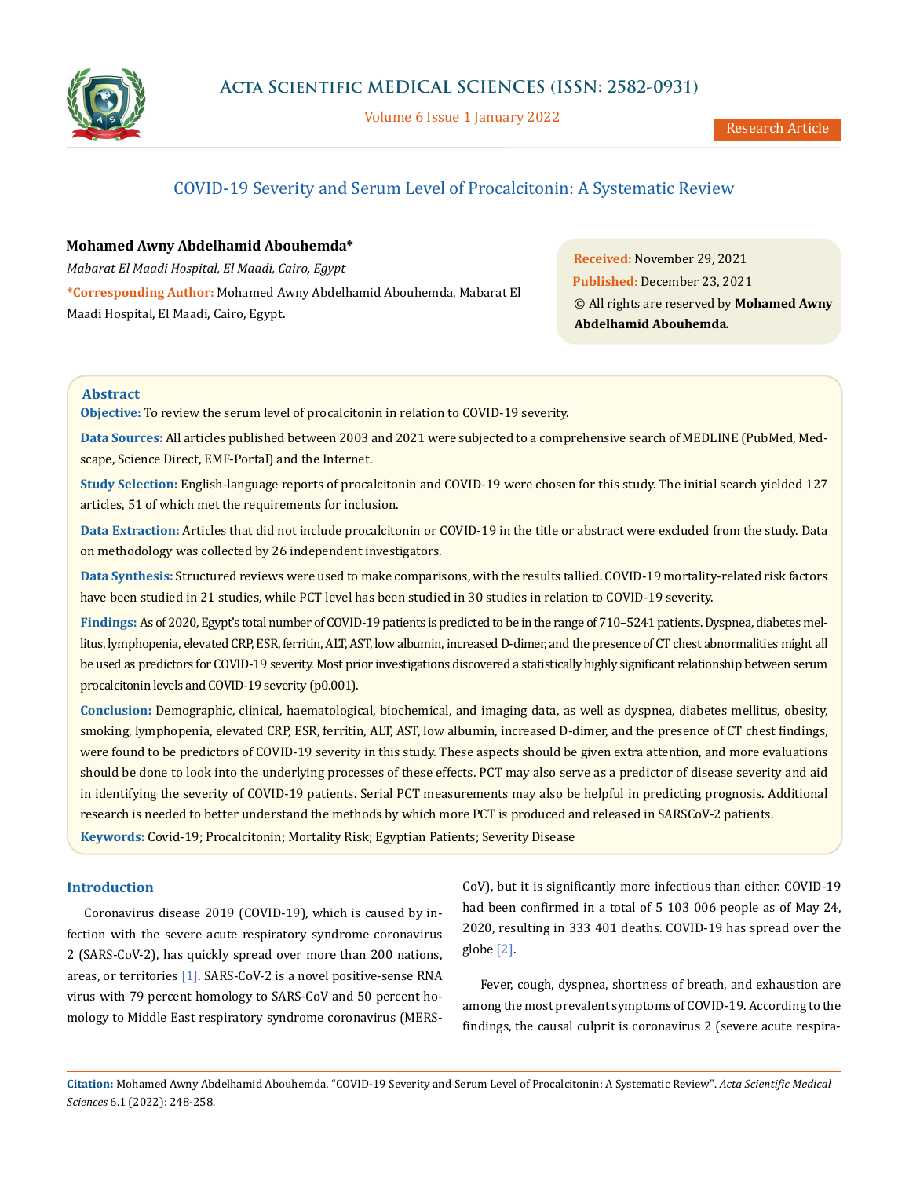# COVID-19 Severity and Serum Level of Procalcitonin: A Systematic Review

**Mohamed Awny Abdelhamid Abouhemda***

*Mabarat El Maadi Hospital, El Maadi, Cairo, Egypt*

***Corresponding Author:** Mohamed Awny Abdelhamid Abouhemda, Mabarat El Maadi Hospital, El Maadi, Cairo, Egypt.

**Received:** November 29, 2021
**Published:** December 23, 2021
© All rights are reserved by **Mohamed Awny Abdelhamid Abouhemda.**

## Abstract

**Objective:** To review the serum level of procalcitonin in relation to COVID-19 severity.

**Data Sources:** All articles published between 2003 and 2021 were subjected to a comprehensive search of MEDLINE (PubMed, Medscape, Science Direct, EMF-Portal) and the Internet.

**Study Selection:** English-language reports of procalcitonin and COVID-19 were chosen for this study. The initial search yielded 127 articles, 51 of which met the requirements for inclusion.

**Data Extraction:** Articles that did not include procalcitonin or COVID-19 in the title or abstract were excluded from the study. Data on methodology was collected by 26 independent investigators.

**Data Synthesis:** Structured reviews were used to make comparisons, with the results tallied. COVID-19 mortality-related risk factors have been studied in 21 studies, while PCT level has been studied in 30 studies in relation to COVID-19 severity.

**Findings:** As of 2020, Egypt's total number of COVID-19 patients is predicted to be in the range of 710–5241 patients. Dyspnea, diabetes mellitus, lymphopenia, elevated CRP, ESR, ferritin, ALT, AST, low albumin, increased D-dimer, and the presence of CT chest abnormalities might all be used as predictors for COVID-19 severity. Most prior investigations discovered a statistically highly significant relationship between serum procalcitonin levels and COVID-19 severity (p0.001).

**Conclusion:** Demographic, clinical, haematological, biochemical, and imaging data, as well as dyspnea, diabetes mellitus, obesity, smoking, lymphopenia, elevated CRP, ESR, ferritin, ALT, AST, low albumin, increased D-dimer, and the presence of CT chest findings, were found to be predictors of COVID-19 severity in this study. These aspects should be given extra attention, and more evaluations should be done to look into the underlying processes of these effects. PCT may also serve as a predictor of disease severity and aid in identifying the severity of COVID-19 patients. Serial PCT measurements may also be helpful in predicting prognosis. Additional research is needed to better understand the methods by which more PCT is produced and released in SARSCoV-2 patients.

**Keywords:** Covid-19; Procalcitonin; Mortality Risk; Egyptian Patients; Severity Disease

## Introduction

Coronavirus disease 2019 (COVID-19), which is caused by infection with the severe acute respiratory syndrome coronavirus 2 (SARS-CoV-2), has quickly spread over more than 200 nations, areas, or territories [1]. SARS-CoV-2 is a novel positive-sense RNA virus with 79 percent homology to SARS-CoV and 50 percent homology to Middle East respiratory syndrome coronavirus (MERS-CoV), but it is significantly more infectious than either. COVID-19 had been confirmed in a total of 5 103 006 people as of May 24, 2020, resulting in 333 401 deaths. COVID-19 has spread over the globe [2].

Fever, cough, dyspnea, shortness of breath, and exhaustion are among the most prevalent symptoms of COVID-19. According to the findings, the causal culprit is coronavirus 2 (severe acute respira-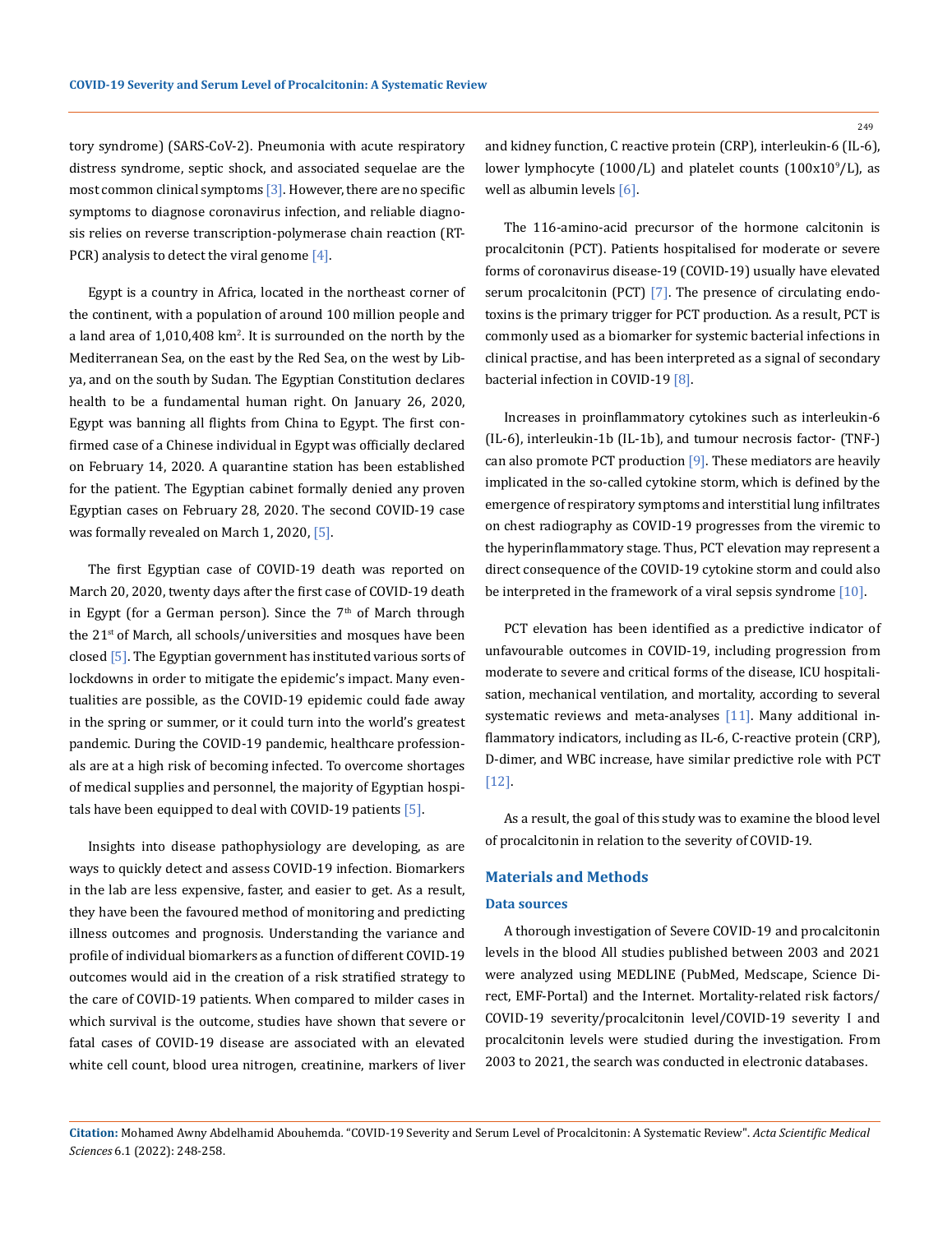tory syndrome) (SARS-CoV-2). Pneumonia with acute respiratory distress syndrome, septic shock, and associated sequelae are the most common clinical symptoms [3]. However, there are no specific symptoms to diagnose coronavirus infection, and reliable diagnosis relies on reverse transcription-polymerase chain reaction (RT-PCR) analysis to detect the viral genome [4].

Egypt is a country in Africa, located in the northeast corner of the continent, with a population of around 100 million people and a land area of 1,010,408 km$^2$. It is surrounded on the north by the Mediterranean Sea, on the east by the Red Sea, on the west by Libya, and on the south by Sudan. The Egyptian Constitution declares health to be a fundamental human right. On January 26, 2020, Egypt was banning all flights from China to Egypt. The first confirmed case of a Chinese individual in Egypt was officially declared on February 14, 2020. A quarantine station has been established for the patient. The Egyptian cabinet formally denied any proven Egyptian cases on February 28, 2020. The second COVID-19 case was formally revealed on March 1, 2020, [5].

The first Egyptian case of COVID-19 death was reported on March 20, 2020, twenty days after the first case of COVID-19 death in Egypt (for a German person). Since the 7th of March through the 21st of March, all schools/universities and mosques have been closed [5]. The Egyptian government has instituted various sorts of lockdowns in order to mitigate the epidemic's impact. Many eventualities are possible, as the COVID-19 epidemic could fade away in the spring or summer, or it could turn into the world's greatest pandemic. During the COVID-19 pandemic, healthcare professionals are at a high risk of becoming infected. To overcome shortages of medical supplies and personnel, the majority of Egyptian hospitals have been equipped to deal with COVID-19 patients [5].

Insights into disease pathophysiology are developing, as are ways to quickly detect and assess COVID-19 infection. Biomarkers in the lab are less expensive, faster, and easier to get. As a result, they have been the favoured method of monitoring and predicting illness outcomes and prognosis. Understanding the variance and profile of individual biomarkers as a function of different COVID-19 outcomes would aid in the creation of a risk stratified strategy to the care of COVID-19 patients. When compared to milder cases in which survival is the outcome, studies have shown that severe or fatal cases of COVID-19 disease are associated with an elevated white cell count, blood urea nitrogen, creatinine, markers of liver and kidney function, C reactive protein (CRP), interleukin-6 (IL-6), lower lymphocyte (1000/L) and platelet counts (100x10$^9$/L), as well as albumin levels [6].

The 116-amino-acid precursor of the hormone calcitonin is procalcitonin (PCT). Patients hospitalised for moderate or severe forms of coronavirus disease-19 (COVID-19) usually have elevated serum procalcitonin (PCT) [7]. The presence of circulating endotoxins is the primary trigger for PCT production. As a result, PCT is commonly used as a biomarker for systemic bacterial infections in clinical practise, and has been interpreted as a signal of secondary bacterial infection in COVID-19 [8].

Increases in proinflammatory cytokines such as interleukin-6 (IL-6), interleukin-1b (IL-1b), and tumour necrosis factor- (TNF-) can also promote PCT production [9]. These mediators are heavily implicated in the so-called cytokine storm, which is defined by the emergence of respiratory symptoms and interstitial lung infiltrates on chest radiography as COVID-19 progresses from the viremic to the hyperinflammatory stage. Thus, PCT elevation may represent a direct consequence of the COVID-19 cytokine storm and could also be interpreted in the framework of a viral sepsis syndrome [10].

PCT elevation has been identified as a predictive indicator of unfavourable outcomes in COVID-19, including progression from moderate to severe and critical forms of the disease, ICU hospitalisation, mechanical ventilation, and mortality, according to several systematic reviews and meta-analyses [11]. Many additional inflammatory indicators, including as IL-6, C-reactive protein (CRP), D-dimer, and WBC increase, have similar predictive role with PCT [12].

As a result, the goal of this study was to examine the blood level of procalcitonin in relation to the severity of COVID-19.

## Materials and Methods

### Data sources

A thorough investigation of Severe COVID-19 and procalcitonin levels in the blood All studies published between 2003 and 2021 were analyzed using MEDLINE (PubMed, Medscape, Science Direct, EMF-Portal) and the Internet. Mortality-related risk factors/ COVID-19 severity/procalcitonin level/COVID-19 severity I and procalcitonin levels were studied during the investigation. From 2003 to 2021, the search was conducted in electronic databases.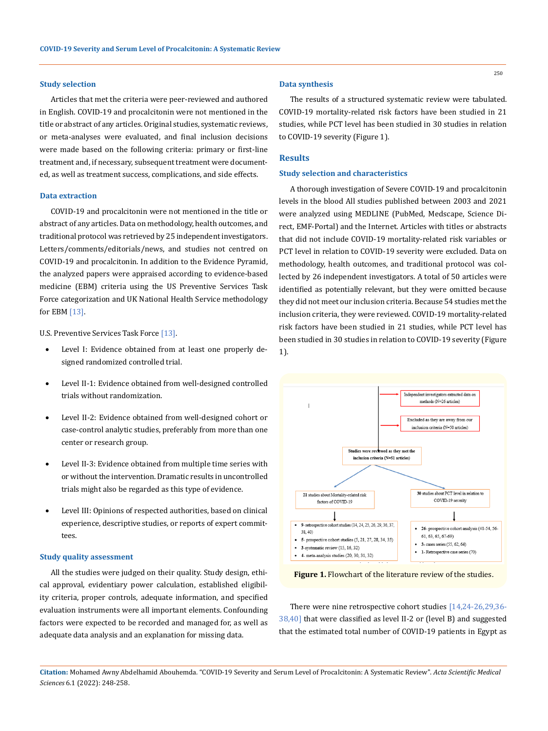### Study selection

Articles that met the criteria were peer-reviewed and authored in English. COVID-19 and procalcitonin were not mentioned in the title or abstract of any articles. Original studies, systematic reviews, or meta-analyses were evaluated, and final inclusion decisions were made based on the following criteria: primary or first-line treatment and, if necessary, subsequent treatment were documented, as well as treatment success, complications, and side effects.

### Data extraction

COVID-19 and procalcitonin were not mentioned in the title or abstract of any articles. Data on methodology, health outcomes, and traditional protocol was retrieved by 25 independent investigators. Letters/comments/editorials/news, and studies not centred on COVID-19 and procalcitonin. In addition to the Evidence Pyramid, the analyzed papers were appraised according to evidence-based medicine (EBM) criteria using the US Preventive Services Task Force categorization and UK National Health Service methodology for EBM [13].

U.S. Preventive Services Task Force [13].

- Level I: Evidence obtained from at least one properly designed randomized controlled trial.
- Level II-1: Evidence obtained from well-designed controlled trials without randomization.
- Level II-2: Evidence obtained from well-designed cohort or case-control analytic studies, preferably from more than one center or research group.
- Level II-3: Evidence obtained from multiple time series with or without the intervention. Dramatic results in uncontrolled trials might also be regarded as this type of evidence.
- Level III: Opinions of respected authorities, based on clinical experience, descriptive studies, or reports of expert committees.

### Study quality assessment

All the studies were judged on their quality. Study design, ethical approval, evidentiary power calculation, established eligibility criteria, proper controls, adequate information, and specified evaluation instruments were all important elements. Confounding factors were expected to be recorded and managed for, as well as adequate data analysis and an explanation for missing data.

### Data synthesis

The results of a structured systematic review were tabulated. COVID-19 mortality-related risk factors have been studied in 21 studies, while PCT level has been studied in 30 studies in relation to COVID-19 severity (Figure 1).

## Results

### Study selection and characteristics

A thorough investigation of Severe COVID-19 and procalcitonin levels in the blood All studies published between 2003 and 2021 were analyzed using MEDLINE (PubMed, Medscape, Science Direct, EMF-Portal) and the Internet. Articles with titles or abstracts that did not include COVID-19 mortality-related risk variables or PCT level in relation to COVID-19 severity were excluded. Data on methodology, health outcomes, and traditional protocol was collected by 26 independent investigators. A total of 50 articles were identified as potentially relevant, but they were omitted because they did not meet our inclusion criteria. Because 54 studies met the inclusion criteria, they were reviewed. COVID-19 mortality-related risk factors have been studied in 21 studies, while PCT level has been studied in 30 studies in relation to COVID-19 severity (Figure 1).

Independent investigators extracted data on methods (N=26 articles)

Excluded as they are away from our inclusion criteria (N=50 articles)

Studies were reviewed as they met the inclusion criteria (N=51 articles)

21 studies about Mortality-related risk factors of COVID-19

- 9- retrospective cohort studies (14, 24, 25, 26, 29, 36, 37, 38, 40)
- 5- prospective cohort studies (5, 21, 27, 28, 34, 35)
- 3- systematic review (15, 16, 32)
- 4- meta-analysis studies (20, 30, 31, 32)

30 studies about PCT level in relation to COVID-19 severity

- 26- prospective cohort analysis (41-54, 56-61, 63, 65, 67-69)
- 3- cases series (55, 62, 64)
- 1- Retrospective case series (70)

**Figure 1.** Flowchart of the literature review of the studies.

There were nine retrospective cohort studies [14,24-26,29,36-38,40] that were classified as level II-2 or (level B) and suggested that the estimated total number of COVID-19 patients in Egypt as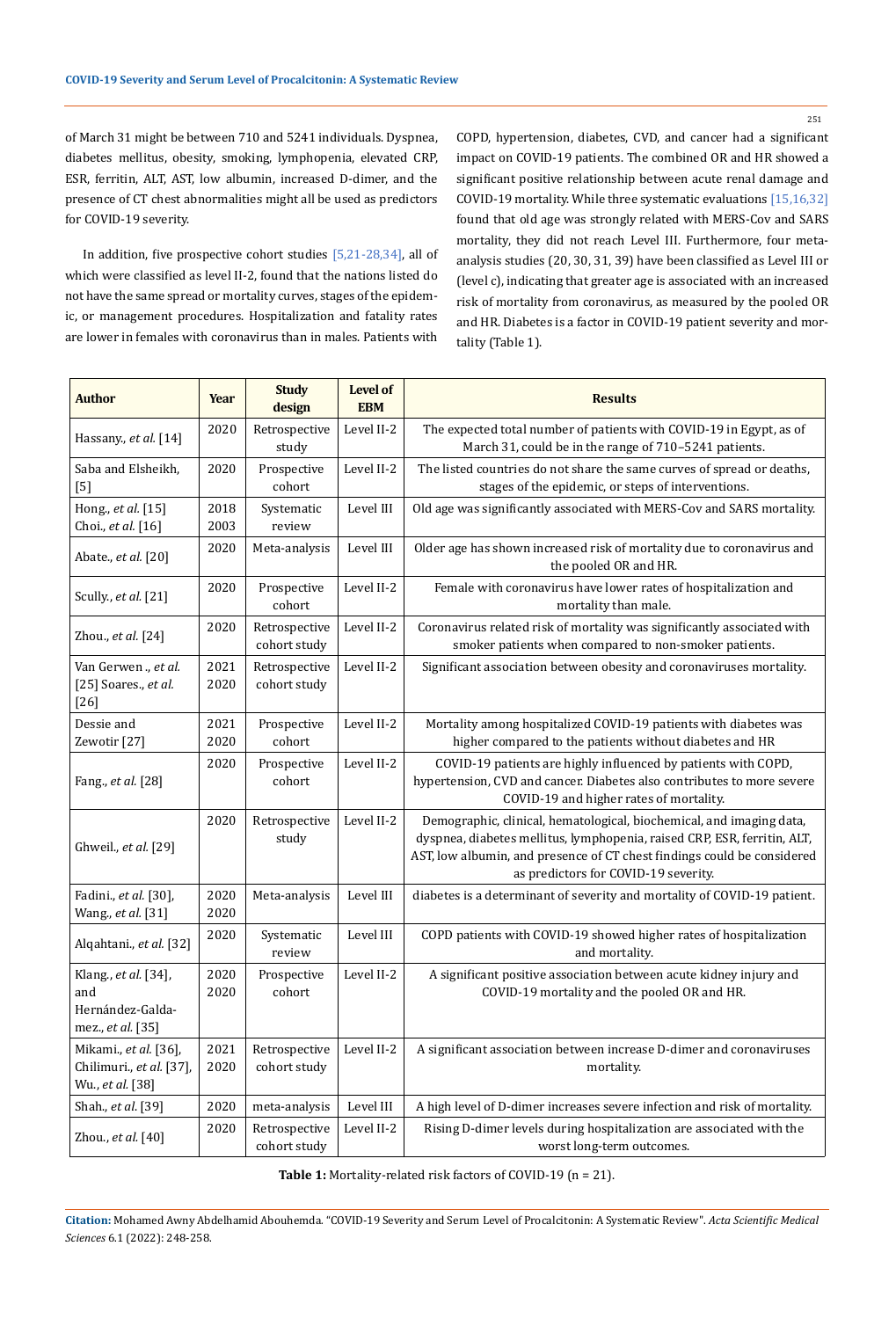of March 31 might be between 710 and 5241 individuals. Dyspnea, diabetes mellitus, obesity, smoking, lymphopenia, elevated CRP, ESR, ferritin, ALT, AST, low albumin, increased D-dimer, and the presence of CT chest abnormalities might all be used as predictors for COVID-19 severity.

In addition, five prospective cohort studies [5,21-28,34], all of which were classified as level II-2, found that the nations listed do not have the same spread or mortality curves, stages of the epidemic, or management procedures. Hospitalization and fatality rates are lower in females with coronavirus than in males. Patients with COPD, hypertension, diabetes, CVD, and cancer had a significant impact on COVID-19 patients. The combined OR and HR showed a significant positive relationship between acute renal damage and COVID-19 mortality. While three systematic evaluations [15,16,32] found that old age was strongly related with MERS-Cov and SARS mortality, they did not reach Level III. Furthermore, four meta-analysis studies (20, 30, 31, 39) have been classified as Level III or (level c), indicating that greater age is associated with an increased risk of mortality from coronavirus, as measured by the pooled OR and HR. Diabetes is a factor in COVID-19 patient severity and mortality (Table 1).

| Author | Year | Study design | Level of EBM | Results |
|---|---|---|---|---|
| Hassany., *et al.* [14] | 2020 | Retrospective study | Level II-2 | The expected total number of patients with COVID-19 in Egypt, as of March 31, could be in the range of 710–5241 patients. |
| Saba and Elsheikh, [5] | 2020 | Prospective cohort | Level II-2 | The listed countries do not share the same curves of spread or deaths, stages of the epidemic, or steps of interventions. |
| Hong., *et al.* [15] Choi., *et al.* [16] | 2018 2003 | Systematic review | Level III | Old age was significantly associated with MERS-Cov and SARS mortality. |
| Abate., *et al.* [20] | 2020 | Meta-analysis | Level III | Older age has shown increased risk of mortality due to coronavirus and the pooled OR and HR. |
| Scully., *et al.* [21] | 2020 | Prospective cohort | Level II-2 | Female with coronavirus have lower rates of hospitalization and mortality than male. |
| Zhou., *et al.* [24] | 2020 | Retrospective cohort study | Level II-2 | Coronavirus related risk of mortality was significantly associated with smoker patients when compared to non-smoker patients. |
| Van Gerwen ., *et al.* [25] Soares., *et al.* [26] | 2021 2020 | Retrospective cohort study | Level II-2 | Significant association between obesity and coronaviruses mortality. |
| Dessie and Zewotir [27] | 2021 2020 | Prospective cohort | Level II-2 | Mortality among hospitalized COVID-19 patients with diabetes was higher compared to the patients without diabetes and HR |
| Fang., *et al.* [28] | 2020 | Prospective cohort | Level II-2 | COVID-19 patients are highly influenced by patients with COPD, hypertension, CVD and cancer. Diabetes also contributes to more severe COVID-19 and higher rates of mortality. |
| Ghweil., *et al.* [29] | 2020 | Retrospective study | Level II-2 | Demographic, clinical, hematological, biochemical, and imaging data, dyspnea, diabetes mellitus, lymphopenia, raised CRP, ESR, ferritin, ALT, AST, low albumin, and presence of CT chest findings could be considered as predictors for COVID-19 severity. |
| Fadini., *et al.* [30], Wang., *et al.* [31] | 2020 2020 | Meta-analysis | Level III | diabetes is a determinant of severity and mortality of COVID-19 patient. |
| Alqahtani., *et al.* [32] | 2020 | Systematic review | Level III | COPD patients with COVID-19 showed higher rates of hospitalization and mortality. |
| Klang., *et al.* [34], and Hernández-Galdamez., *et al.* [35] | 2020 2020 | Prospective cohort | Level II-2 | A significant positive association between acute kidney injury and COVID-19 mortality and the pooled OR and HR. |
| Mikami., *et al.* [36], Chilimuri., *et al.* [37], Wu., *et al.* [38] | 2021 2020 | Retrospective cohort study | Level II-2 | A significant association between increase D-dimer and coronaviruses mortality. |
| Shah., *et al.* [39] | 2020 | meta-analysis | Level III | A high level of D-dimer increases severe infection and risk of mortality. |
| Zhou., *et al.* [40] | 2020 | Retrospective cohort study | Level II-2 | Rising D-dimer levels during hospitalization are associated with the worst long-term outcomes. |

**Table 1:** Mortality-related risk factors of COVID-19 (n = 21).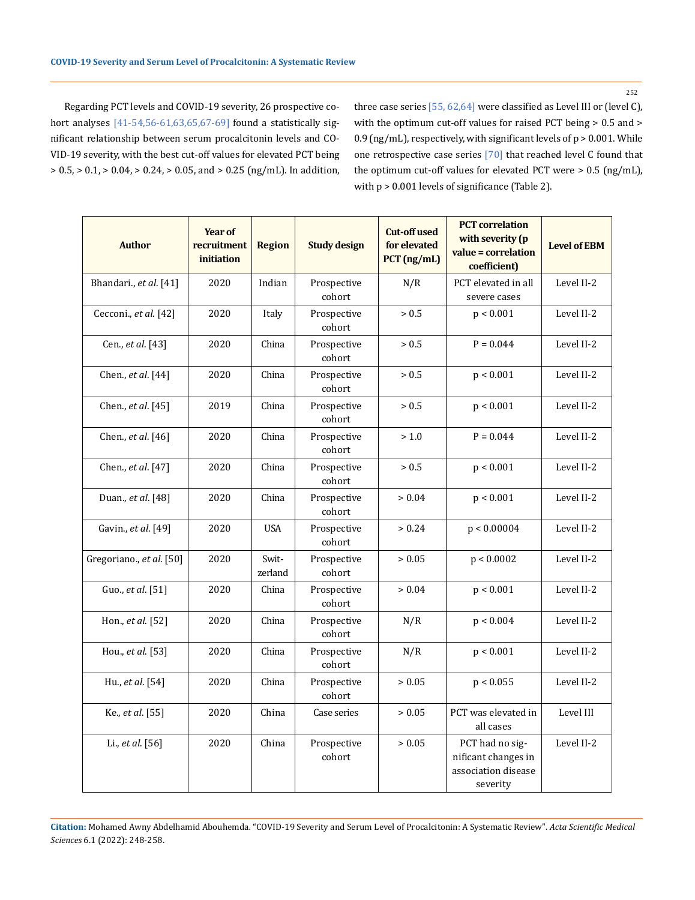Regarding PCT levels and COVID-19 severity, 26 prospective cohort analyses [41-54,56-61,63,65,67-69] found a statistically significant relationship between serum procalcitonin levels and COVID-19 severity, with the best cut-off values for elevated PCT being > 0.5, > 0.1, > 0.04, > 0.24, > 0.05, and > 0.25 (ng/mL). In addition, three case series [55, 62,64] were classified as Level III or (level C), with the optimum cut-off values for raised PCT being > 0.5 and > 0.9 (ng/mL), respectively, with significant levels of p > 0.001. While one retrospective case series [70] that reached level C found that the optimum cut-off values for elevated PCT were > 0.5 (ng/mL), with p > 0.001 levels of significance (Table 2).

| Author | Year of recruitment initiation | Region | Study design | Cut-off used for elevated PCT (ng/mL) | PCT correlation with severity (p value = correlation coefficient) | Level of EBM |
|---|---|---|---|---|---|---|
| Bhandari., *et al.* [41] | 2020 | Indian | Prospective cohort | N/R | PCT elevated in all severe cases | Level II-2 |
| Cecconi., *et al.* [42] | 2020 | Italy | Prospective cohort | > 0.5 | p < 0.001 | Level II-2 |
| Cen., *et al.* [43] | 2020 | China | Prospective cohort | > 0.5 | P = 0.044 | Level II-2 |
| Chen., *et al.* [44] | 2020 | China | Prospective cohort | > 0.5 | p < 0.001 | Level II-2 |
| Chen., *et al.* [45] | 2019 | China | Prospective cohort | > 0.5 | p < 0.001 | Level II-2 |
| Chen., *et al.* [46] | 2020 | China | Prospective cohort | > 1.0 | P = 0.044 | Level II-2 |
| Chen., *et al.* [47] | 2020 | China | Prospective cohort | > 0.5 | p < 0.001 | Level II-2 |
| Duan., *et al.* [48] | 2020 | China | Prospective cohort | > 0.04 | p < 0.001 | Level II-2 |
| Gavin., *et al.* [49] | 2020 | USA | Prospective cohort | > 0.24 | p < 0.00004 | Level II-2 |
| Gregoriano., *et al.* [50] | 2020 | Switzerland | Prospective cohort | > 0.05 | p < 0.0002 | Level II-2 |
| Guo., *et al.* [51] | 2020 | China | Prospective cohort | > 0.04 | p < 0.001 | Level II-2 |
| Hon., *et al.* [52] | 2020 | China | Prospective cohort | N/R | p < 0.004 | Level II-2 |
| Hou., *et al.* [53] | 2020 | China | Prospective cohort | N/R | p < 0.001 | Level II-2 |
| Hu., *et al.* [54] | 2020 | China | Prospective cohort | > 0.05 | p < 0.055 | Level II-2 |
| Ke., *et al.* [55] | 2020 | China | Case series | > 0.05 | PCT was elevated in all cases | Level III |
| Li., *et al.* [56] | 2020 | China | Prospective cohort | > 0.05 | PCT had no significant changes in association disease severity | Level II-2 |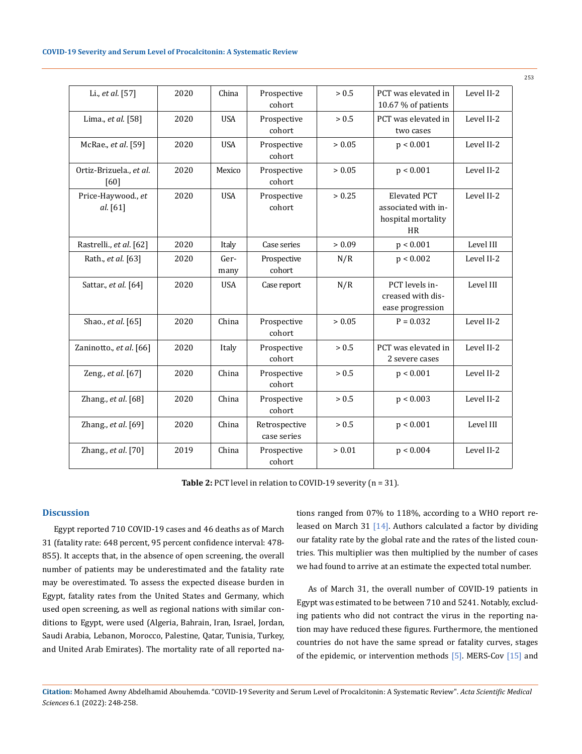| Li., *et al*. [57] | 2020 | China | Prospective cohort | > 0.5 | PCT was elevated in 10.67 % of patients | Level II-2 |
|---|---|---|---|---|---|---|
| Lima., *et al*. [58] | 2020 | USA | Prospective cohort | > 0.5 | PCT was elevated in two cases | Level II-2 |
| McRae., *et al*. [59] | 2020 | USA | Prospective cohort | > 0.05 | p < 0.001 | Level II-2 |
| Ortiz-Brizuela., *et al*. [60] | 2020 | Mexico | Prospective cohort | > 0.05 | p < 0.001 | Level II-2 |
| Price-Haywood., *et al*. [61] | 2020 | USA | Prospective cohort | > 0.25 | Elevated PCT associated with in-hospital mortality HR | Level II-2 |
| Rastrelli., *et al*. [62] | 2020 | Italy | Case series | > 0.09 | p < 0.001 | Level III |
| Rath., *et al*. [63] | 2020 | Germany | Prospective cohort | N/R | p < 0.002 | Level II-2 |
| Sattar., *et al*. [64] | 2020 | USA | Case report | N/R | PCT levels increased with disease progression | Level III |
| Shao., *et al*. [65] | 2020 | China | Prospective cohort | > 0.05 | P = 0.032 | Level II-2 |
| Zaninotto., *et al*. [66] | 2020 | Italy | Prospective cohort | > 0.5 | PCT was elevated in 2 severe cases | Level II-2 |
| Zeng., *et al*. [67] | 2020 | China | Prospective cohort | > 0.5 | p < 0.001 | Level II-2 |
| Zhang., *et al*. [68] | 2020 | China | Prospective cohort | > 0.5 | p < 0.003 | Level II-2 |
| Zhang., *et al*. [69] | 2020 | China | Retrospective case series | > 0.5 | p < 0.001 | Level III |
| Zhang., *et al*. [70] | 2019 | China | Prospective cohort | > 0.01 | p < 0.004 | Level II-2 |

**Table 2:** PCT level in relation to COVID-19 severity (n = 31).

## Discussion

Egypt reported 710 COVID-19 cases and 46 deaths as of March 31 (fatality rate: 648 percent, 95 percent confidence interval: 478-855). It accepts that, in the absence of open screening, the overall number of patients may be underestimated and the fatality rate may be overestimated. To assess the expected disease burden in Egypt, fatality rates from the United States and Germany, which used open screening, as well as regional nations with similar conditions to Egypt, were used (Algeria, Bahrain, Iran, Israel, Jordan, Saudi Arabia, Lebanon, Morocco, Palestine, Qatar, Tunisia, Turkey, and United Arab Emirates). The mortality rate of all reported nations ranged from 07% to 118%, according to a WHO report released on March 31 [14]. Authors calculated a factor by dividing our fatality rate by the global rate and the rates of the listed countries. This multiplier was then multiplied by the number of cases we had found to arrive at an estimate the expected total number.

As of March 31, the overall number of COVID-19 patients in Egypt was estimated to be between 710 and 5241. Notably, excluding patients who did not contract the virus in the reporting nation may have reduced these figures. Furthermore, the mentioned countries do not have the same spread or fatality curves, stages of the epidemic, or intervention methods [5]. MERS-Cov [15] and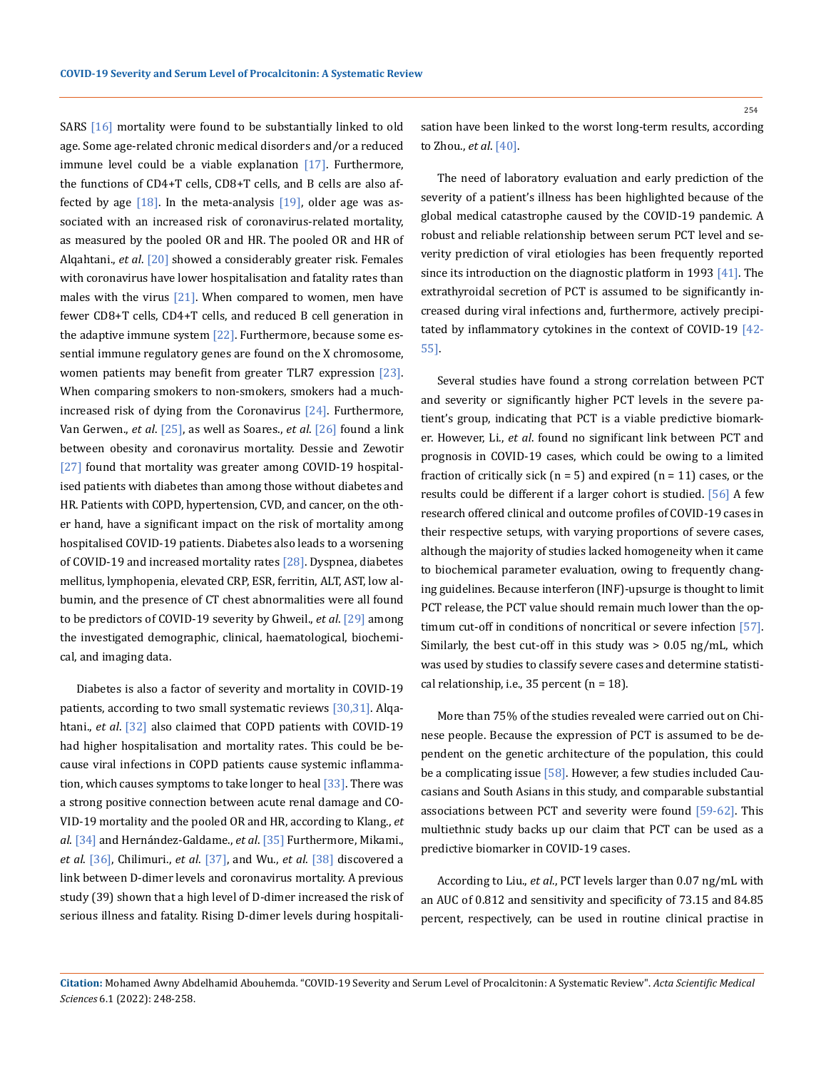SARS [16] mortality were found to be substantially linked to old age. Some age-related chronic medical disorders and/or a reduced immune level could be a viable explanation [17]. Furthermore, the functions of CD4+T cells, CD8+T cells, and B cells are also affected by age [18]. In the meta-analysis [19], older age was associated with an increased risk of coronavirus-related mortality, as measured by the pooled OR and HR. The pooled OR and HR of Alqahtani., *et al*. [20] showed a considerably greater risk. Females with coronavirus have lower hospitalisation and fatality rates than males with the virus [21]. When compared to women, men have fewer CD8+T cells, CD4+T cells, and reduced B cell generation in the adaptive immune system [22]. Furthermore, because some essential immune regulatory genes are found on the X chromosome, women patients may benefit from greater TLR7 expression [23]. When comparing smokers to non-smokers, smokers had a much-increased risk of dying from the Coronavirus [24]. Furthermore, Van Gerwen., *et al*. [25], as well as Soares., *et al*. [26] found a link between obesity and coronavirus mortality. Dessie and Zewotir [27] found that mortality was greater among COVID-19 hospitalised patients with diabetes than among those without diabetes and HR. Patients with COPD, hypertension, CVD, and cancer, on the other hand, have a significant impact on the risk of mortality among hospitalised COVID-19 patients. Diabetes also leads to a worsening of COVID-19 and increased mortality rates [28]. Dyspnea, diabetes mellitus, lymphopenia, elevated CRP, ESR, ferritin, ALT, AST, low albumin, and the presence of CT chest abnormalities were all found to be predictors of COVID-19 severity by Ghweil., *et al*. [29] among the investigated demographic, clinical, haematological, biochemical, and imaging data.

Diabetes is also a factor of severity and mortality in COVID-19 patients, according to two small systematic reviews [30,31]. Alqahtani., *et al*. [32] also claimed that COPD patients with COVID-19 had higher hospitalisation and mortality rates. This could be because viral infections in COPD patients cause systemic inflammation, which causes symptoms to take longer to heal [33]. There was a strong positive connection between acute renal damage and COVID-19 mortality and the pooled OR and HR, according to Klang., *et al*. [34] and Hernández-Galdame., *et al*. [35] Furthermore, Mikami., *et al*. [36], Chilimuri., *et al*. [37], and Wu., *et al*. [38] discovered a link between D-dimer levels and coronavirus mortality. A previous study (39) shown that a high level of D-dimer increased the risk of serious illness and fatality. Rising D-dimer levels during hospitalisation have been linked to the worst long-term results, according to Zhou., *et al*. [40].

The need of laboratory evaluation and early prediction of the severity of a patient's illness has been highlighted because of the global medical catastrophe caused by the COVID-19 pandemic. A robust and reliable relationship between serum PCT level and severity prediction of viral etiologies has been frequently reported since its introduction on the diagnostic platform in 1993 [41]. The extrathyroidal secretion of PCT is assumed to be significantly increased during viral infections and, furthermore, actively precipitated by inflammatory cytokines in the context of COVID-19 [42-55].

Several studies have found a strong correlation between PCT and severity or significantly higher PCT levels in the severe patient's group, indicating that PCT is a viable predictive biomarker. However, Li., *et al*. found no significant link between PCT and prognosis in COVID-19 cases, which could be owing to a limited fraction of critically sick (n = 5) and expired (n = 11) cases, or the results could be different if a larger cohort is studied. [56] A few research offered clinical and outcome profiles of COVID-19 cases in their respective setups, with varying proportions of severe cases, although the majority of studies lacked homogeneity when it came to biochemical parameter evaluation, owing to frequently changing guidelines. Because interferon (INF)-upsurge is thought to limit PCT release, the PCT value should remain much lower than the optimum cut-off in conditions of noncritical or severe infection [57]. Similarly, the best cut-off in this study was > 0.05 ng/mL, which was used by studies to classify severe cases and determine statistical relationship, i.e., 35 percent (n = 18).

More than 75% of the studies revealed were carried out on Chinese people. Because the expression of PCT is assumed to be dependent on the genetic architecture of the population, this could be a complicating issue [58]. However, a few studies included Caucasians and South Asians in this study, and comparable substantial associations between PCT and severity were found [59-62]. This multiethnic study backs up our claim that PCT can be used as a predictive biomarker in COVID-19 cases.

According to Liu., *et al*., PCT levels larger than 0.07 ng/mL with an AUC of 0.812 and sensitivity and specificity of 73.15 and 84.85 percent, respectively, can be used in routine clinical practise in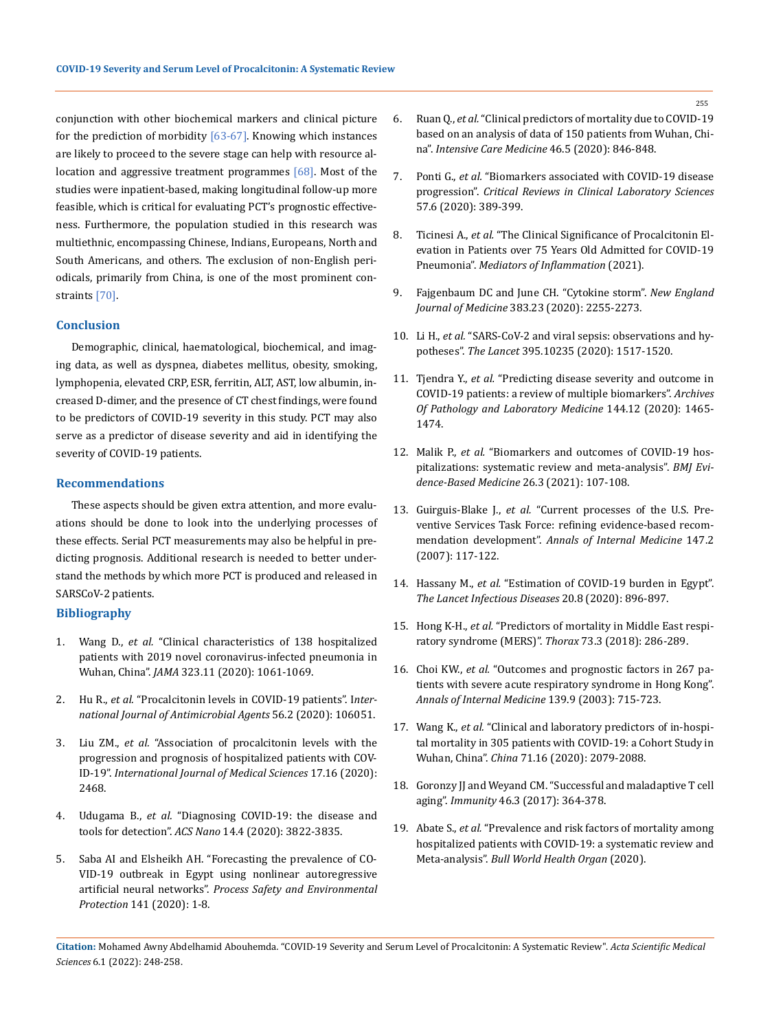conjunction with other biochemical markers and clinical picture for the prediction of morbidity [63-67]. Knowing which instances are likely to proceed to the severe stage can help with resource allocation and aggressive treatment programmes [68]. Most of the studies were inpatient-based, making longitudinal follow-up more feasible, which is critical for evaluating PCT's prognostic effectiveness. Furthermore, the population studied in this research was multiethnic, encompassing Chinese, Indians, Europeans, North and South Americans, and others. The exclusion of non-English periodicals, primarily from China, is one of the most prominent constraints [70].

## Conclusion

Demographic, clinical, haematological, biochemical, and imaging data, as well as dyspnea, diabetes mellitus, obesity, smoking, lymphopenia, elevated CRP, ESR, ferritin, ALT, AST, low albumin, increased D-dimer, and the presence of CT chest findings, were found to be predictors of COVID-19 severity in this study. PCT may also serve as a predictor of disease severity and aid in identifying the severity of COVID-19 patients.

## Recommendations

These aspects should be given extra attention, and more evaluations should be done to look into the underlying processes of these effects. Serial PCT measurements may also be helpful in predicting prognosis. Additional research is needed to better understand the methods by which more PCT is produced and released in SARSCoV-2 patients.

## Bibliography

1. Wang D., *et al.* "Clinical characteristics of 138 hospitalized patients with 2019 novel coronavirus-infected pneumonia in Wuhan, China". *JAMA* 323.11 (2020): 1061-1069.
2. Hu R., *et al.* "Procalcitonin levels in COVID-19 patients". *International Journal of Antimicrobial Agents* 56.2 (2020): 106051.
3. Liu ZM., *et al.* "Association of procalcitonin levels with the progression and prognosis of hospitalized patients with COVID-19". *International Journal of Medical Sciences* 17.16 (2020): 2468.
4. Udugama B., *et al.* "Diagnosing COVID-19: the disease and tools for detection". *ACS Nano* 14.4 (2020): 3822-3835.
5. Saba AI and Elsheikh AH. "Forecasting the prevalence of COVID-19 outbreak in Egypt using nonlinear autoregressive artificial neural networks". *Process Safety and Environmental Protection* 141 (2020): 1-8.
6. Ruan Q., *et al.* "Clinical predictors of mortality due to COVID-19 based on an analysis of data of 150 patients from Wuhan, China". *Intensive Care Medicine* 46.5 (2020): 846-848.
7. Ponti G., *et al.* "Biomarkers associated with COVID-19 disease progression". *Critical Reviews in Clinical Laboratory Sciences* 57.6 (2020): 389-399.
8. Ticinesi A., *et al.* "The Clinical Significance of Procalcitonin Elevation in Patients over 75 Years Old Admitted for COVID-19 Pneumonia". *Mediators of Inflammation* (2021).
9. Fajgenbaum DC and June CH. "Cytokine storm". *New England Journal of Medicine* 383.23 (2020): 2255-2273.
10. Li H., *et al.* "SARS-CoV-2 and viral sepsis: observations and hypotheses". *The Lancet* 395.10235 (2020): 1517-1520.
11. Tjendra Y., *et al.* "Predicting disease severity and outcome in COVID-19 patients: a review of multiple biomarkers". *Archives Of Pathology and Laboratory Medicine* 144.12 (2020): 1465-1474.
12. Malik P., *et al.* "Biomarkers and outcomes of COVID-19 hospitalizations: systematic review and meta-analysis". *BMJ Evidence-Based Medicine* 26.3 (2021): 107-108.
13. Guirguis-Blake J., *et al.* "Current processes of the U.S. Preventive Services Task Force: refining evidence-based recommendation development". *Annals of Internal Medicine* 147.2 (2007): 117-122.
14. Hassany M., *et al.* "Estimation of COVID-19 burden in Egypt". *The Lancet Infectious Diseases* 20.8 (2020): 896-897.
15. Hong K-H., *et al.* "Predictors of mortality in Middle East respiratory syndrome (MERS)". *Thorax* 73.3 (2018): 286-289.
16. Choi KW., *et al.* "Outcomes and prognostic factors in 267 patients with severe acute respiratory syndrome in Hong Kong". *Annals of Internal Medicine* 139.9 (2003): 715-723.
17. Wang K., *et al.* "Clinical and laboratory predictors of in-hospital mortality in 305 patients with COVID-19: a Cohort Study in Wuhan, China". *China* 71.16 (2020): 2079-2088.
18. Goronzy JJ and Weyand CM. "Successful and maladaptive T cell aging". *Immunity* 46.3 (2017): 364-378.
19. Abate S., *et al.* "Prevalence and risk factors of mortality among hospitalized patients with COVID-19: a systematic review and Meta-analysis". *Bull World Health Organ* (2020).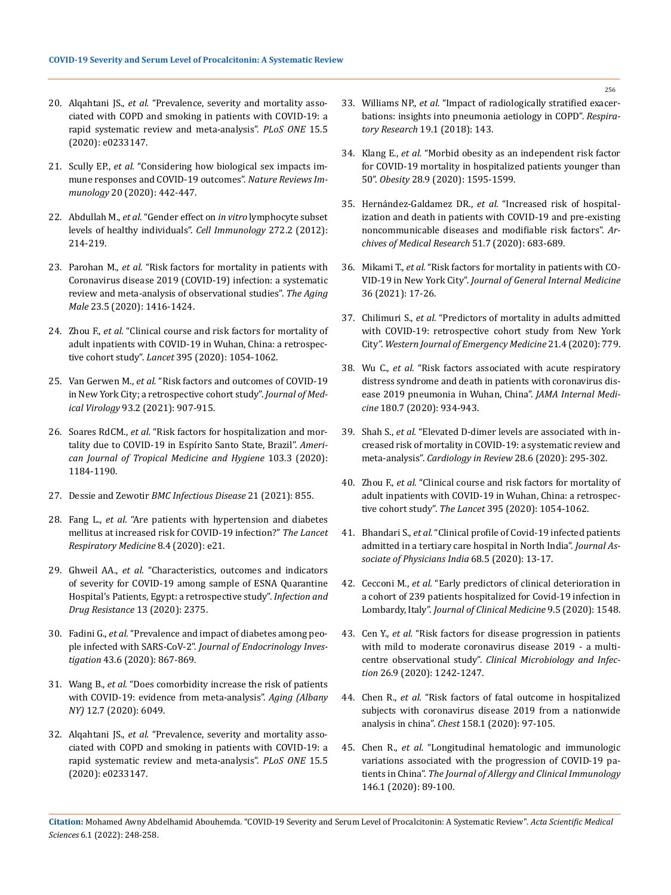20. Alqahtani JS., *et al.* "Prevalence, severity and mortality associated with COPD and smoking in patients with COVID-19: a rapid systematic review and meta-analysis". *PLoS ONE* 15.5 (2020): e0233147.

21. Scully EP., *et al.* "Considering how biological sex impacts immune responses and COVID-19 outcomes". *Nature Reviews Immunology* 20 (2020): 442-447.

22. Abdullah M., *et al.* "Gender effect on *in vitro* lymphocyte subset levels of healthy individuals". *Cell Immunology* 272.2 (2012): 214-219.

23. Parohan M., *et al.* "Risk factors for mortality in patients with Coronavirus disease 2019 (COVID-19) infection: a systematic review and meta-analysis of observational studies". *The Aging Male* 23.5 (2020): 1416-1424.

24. Zhou F., *et al.* "Clinical course and risk factors for mortality of adult inpatients with COVID-19 in Wuhan, China: a retrospective cohort study". *Lancet* 395 (2020): 1054-1062.

25. Van Gerwen M., *et al.* "Risk factors and outcomes of COVID-19 in New York City; a retrospective cohort study". *Journal of Medical Virology* 93.2 (2021): 907-915.

26. Soares RdCM., *et al.* "Risk factors for hospitalization and mortality due to COVID-19 in Espírito Santo State, Brazil". *American Journal of Tropical Medicine and Hygiene* 103.3 (2020): 1184-1190.

27. Dessie and Zewotir *BMC Infectious Disease* 21 (2021): 855.

28. Fang L., *et al.* "Are patients with hypertension and diabetes mellitus at increased risk for COVID-19 infection?" *The Lancet Respiratory Medicine* 8.4 (2020): e21.

29. Ghweil AA., *et al.* "Characteristics, outcomes and indicators of severity for COVID-19 among sample of ESNA Quarantine Hospital's Patients, Egypt: a retrospective study". *Infection and Drug Resistance* 13 (2020): 2375.

30. Fadini G., *et al.* "Prevalence and impact of diabetes among people infected with SARS-CoV-2". *Journal of Endocrinology Investigation* 43.6 (2020): 867-869.

31. Wang B., *et al.* "Does comorbidity increase the risk of patients with COVID-19: evidence from meta-analysis". *Aging (Albany NY)* 12.7 (2020): 6049.

32. Alqahtani JS., *et al.* "Prevalence, severity and mortality associated with COPD and smoking in patients with COVID-19: a rapid systematic review and meta-analysis". *PLoS ONE* 15.5 (2020): e0233147.

33. Williams NP., *et al.* "Impact of radiologically stratified exacerbations: insights into pneumonia aetiology in COPD". *Respiratory Research* 19.1 (2018): 143.

34. Klang E., *et al.* "Morbid obesity as an independent risk factor for COVID-19 mortality in hospitalized patients younger than 50". *Obesity* 28.9 (2020): 1595-1599.

35. Hernández-Galdamez DR., *et al.* "Increased risk of hospitalization and death in patients with COVID-19 and pre-existing noncommunicable diseases and modifiable risk factors". *Archives of Medical Research* 51.7 (2020): 683-689.

36. Mikami T., *et al.* "Risk factors for mortality in patients with COVID-19 in New York City". *Journal of General Internal Medicine* 36 (2021): 17-26.

37. Chilimuri S., *et al.* "Predictors of mortality in adults admitted with COVID-19: retrospective cohort study from New York City". *Western Journal of Emergency Medicine* 21.4 (2020): 779.

38. Wu C., *et al.* "Risk factors associated with acute respiratory distress syndrome and death in patients with coronavirus disease 2019 pneumonia in Wuhan, China". *JAMA Internal Medicine* 180.7 (2020): 934-943.

39. Shah S., *et al.* "Elevated D-dimer levels are associated with increased risk of mortality in COVID-19: a systematic review and meta-analysis". *Cardiology in Review* 28.6 (2020): 295-302.

40. Zhou F., *et al.* "Clinical course and risk factors for mortality of adult inpatients with COVID-19 in Wuhan, China: a retrospective cohort study". *The Lancet* 395 (2020): 1054-1062.

41. Bhandari S., *et al.* "Clinical profile of Covid-19 infected patients admitted in a tertiary care hospital in North India". *Journal Associate of Physicians India* 68.5 (2020): 13-17.

42. Cecconi M., *et al.* "Early predictors of clinical deterioration in a cohort of 239 patients hospitalized for Covid-19 infection in Lombardy, Italy". *Journal of Clinical Medicine* 9.5 (2020): 1548.

43. Cen Y., *et al.* "Risk factors for disease progression in patients with mild to moderate coronavirus disease 2019 - a multi-centre observational study". *Clinical Microbiology and Infection* 26.9 (2020): 1242-1247.

44. Chen R., *et al.* "Risk factors of fatal outcome in hospitalized subjects with coronavirus disease 2019 from a nationwide analysis in china". *Chest* 158.1 (2020): 97-105.

45. Chen R., *et al.* "Longitudinal hematologic and immunologic variations associated with the progression of COVID-19 patients in China". *The Journal of Allergy and Clinical Immunology* 146.1 (2020): 89-100.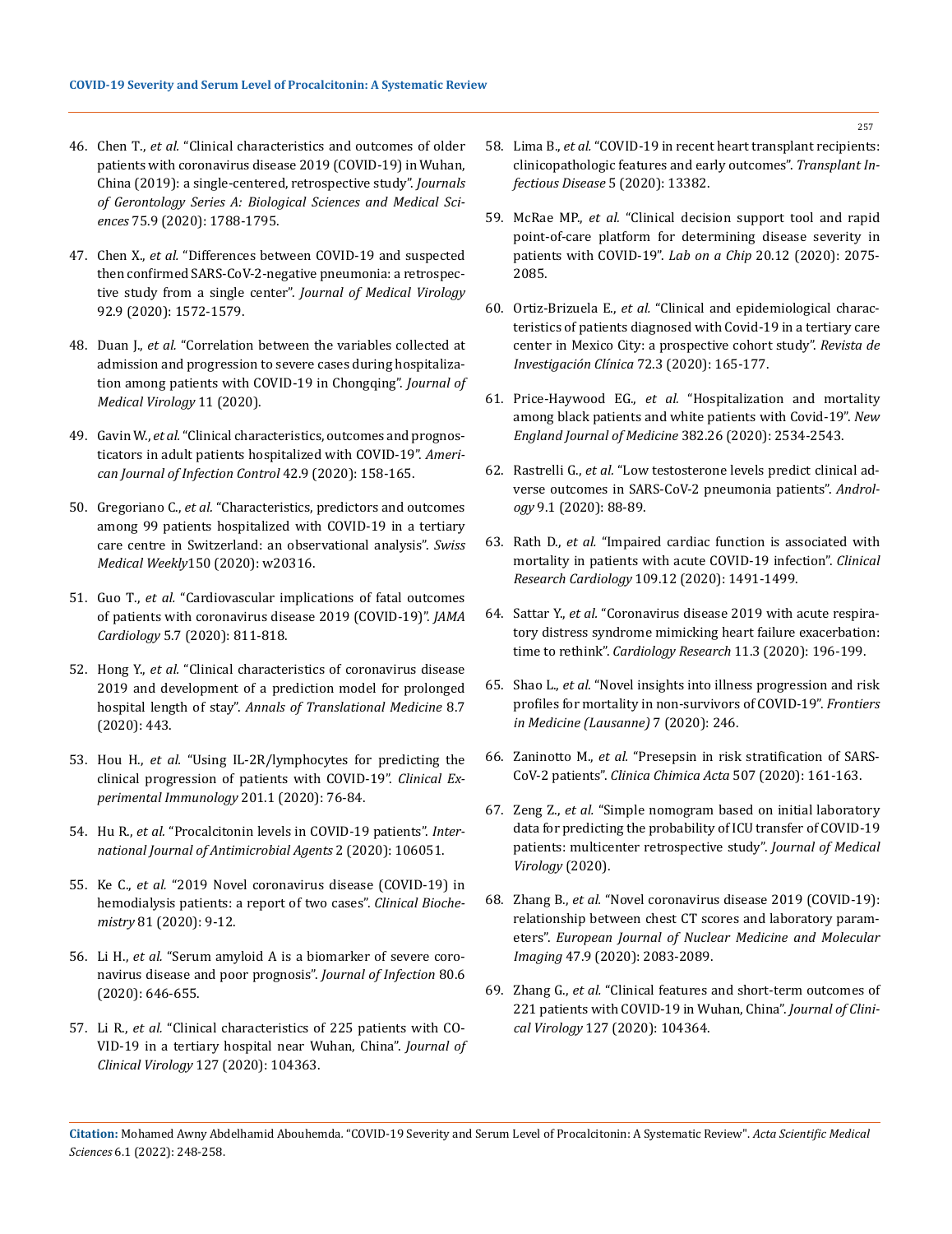46. Chen T., *et al.* "Clinical characteristics and outcomes of older patients with coronavirus disease 2019 (COVID-19) in Wuhan, China (2019): a single-centered, retrospective study". *Journals of Gerontology Series A: Biological Sciences and Medical Sciences* 75.9 (2020): 1788-1795.

47. Chen X., *et al.* "Differences between COVID-19 and suspected then confirmed SARS-CoV-2-negative pneumonia: a retrospective study from a single center". *Journal of Medical Virology* 92.9 (2020): 1572-1579.

48. Duan J., *et al.* "Correlation between the variables collected at admission and progression to severe cases during hospitalization among patients with COVID-19 in Chongqing". *Journal of Medical Virology* 11 (2020).

49. Gavin W., *et al.* "Clinical characteristics, outcomes and prognosticators in adult patients hospitalized with COVID-19". *American Journal of Infection Control* 42.9 (2020): 158-165.

50. Gregoriano C., *et al.* "Characteristics, predictors and outcomes among 99 patients hospitalized with COVID-19 in a tertiary care centre in Switzerland: an observational analysis". *Swiss Medical Weekly*150 (2020): w20316.

51. Guo T., *et al.* "Cardiovascular implications of fatal outcomes of patients with coronavirus disease 2019 (COVID-19)". *JAMA Cardiology* 5.7 (2020): 811-818.

52. Hong Y., *et al.* "Clinical characteristics of coronavirus disease 2019 and development of a prediction model for prolonged hospital length of stay". *Annals of Translational Medicine* 8.7 (2020): 443.

53. Hou H., *et al.* "Using IL-2R/lymphocytes for predicting the clinical progression of patients with COVID-19". *Clinical Experimental Immunology* 201.1 (2020): 76-84.

54. Hu R., *et al.* "Procalcitonin levels in COVID-19 patients". *International Journal of Antimicrobial Agents* 2 (2020): 106051.

55. Ke C., *et al.* "2019 Novel coronavirus disease (COVID-19) in hemodialysis patients: a report of two cases". *Clinical Biochemistry* 81 (2020): 9-12.

56. Li H., *et al.* "Serum amyloid A is a biomarker of severe coronavirus disease and poor prognosis". *Journal of Infection* 80.6 (2020): 646-655.

57. Li R., *et al.* "Clinical characteristics of 225 patients with COVID-19 in a tertiary hospital near Wuhan, China". *Journal of Clinical Virology* 127 (2020): 104363.

58. Lima B., *et al.* "COVID-19 in recent heart transplant recipients: clinicopathologic features and early outcomes". *Transplant Infectious Disease* 5 (2020): 13382.

59. McRae MP., *et al.* "Clinical decision support tool and rapid point-of-care platform for determining disease severity in patients with COVID-19". *Lab on a Chip* 20.12 (2020): 2075-2085.

60. Ortiz-Brizuela E., *et al.* "Clinical and epidemiological characteristics of patients diagnosed with Covid-19 in a tertiary care center in Mexico City: a prospective cohort study". *Revista de Investigación Clínica* 72.3 (2020): 165-177.

61. Price-Haywood EG., *et al.* "Hospitalization and mortality among black patients and white patients with Covid-19". *New England Journal of Medicine* 382.26 (2020): 2534-2543.

62. Rastrelli G., *et al.* "Low testosterone levels predict clinical adverse outcomes in SARS-CoV-2 pneumonia patients". *Andrology* 9.1 (2020): 88-89.

63. Rath D., *et al.* "Impaired cardiac function is associated with mortality in patients with acute COVID-19 infection". *Clinical Research Cardiology* 109.12 (2020): 1491-1499.

64. Sattar Y., *et al.* "Coronavirus disease 2019 with acute respiratory distress syndrome mimicking heart failure exacerbation: time to rethink". *Cardiology Research* 11.3 (2020): 196-199.

65. Shao L., *et al.* "Novel insights into illness progression and risk profiles for mortality in non-survivors of COVID-19". *Frontiers in Medicine (Lausanne)* 7 (2020): 246.

66. Zaninotto M., *et al.* "Presepsin in risk stratification of SARS-CoV-2 patients". *Clinica Chimica Acta* 507 (2020): 161-163.

67. Zeng Z., *et al.* "Simple nomogram based on initial laboratory data for predicting the probability of ICU transfer of COVID-19 patients: multicenter retrospective study". *Journal of Medical Virology* (2020).

68. Zhang B., *et al.* "Novel coronavirus disease 2019 (COVID-19): relationship between chest CT scores and laboratory parameters". *European Journal of Nuclear Medicine and Molecular Imaging* 47.9 (2020): 2083-2089.

69. Zhang G., *et al.* "Clinical features and short-term outcomes of 221 patients with COVID-19 in Wuhan, China". *Journal of Clinical Virology* 127 (2020): 104364.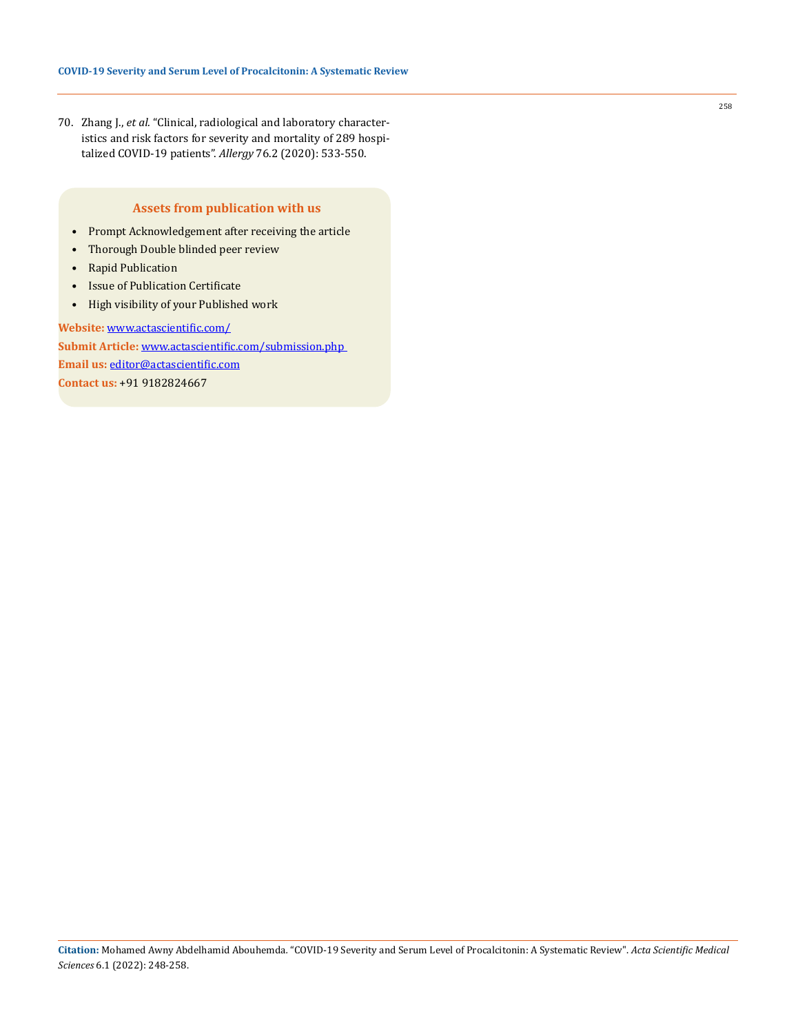70. Zhang J., *et al*. "Clinical, radiological and laboratory characteristics and risk factors for severity and mortality of 289 hospitalized COVID-19 patients". *Allergy* 76.2 (2020): 533-550.

**Assets from publication with us**

- Prompt Acknowledgement after receiving the article
- Thorough Double blinded peer review
- Rapid Publication
- Issue of Publication Certificate
- High visibility of your Published work

**Website:** www.actascientific.com/

**Submit Article:** www.actascientific.com/submission.php

**Email us:** editor@actascientific.com

**Contact us:** +91 9182824667